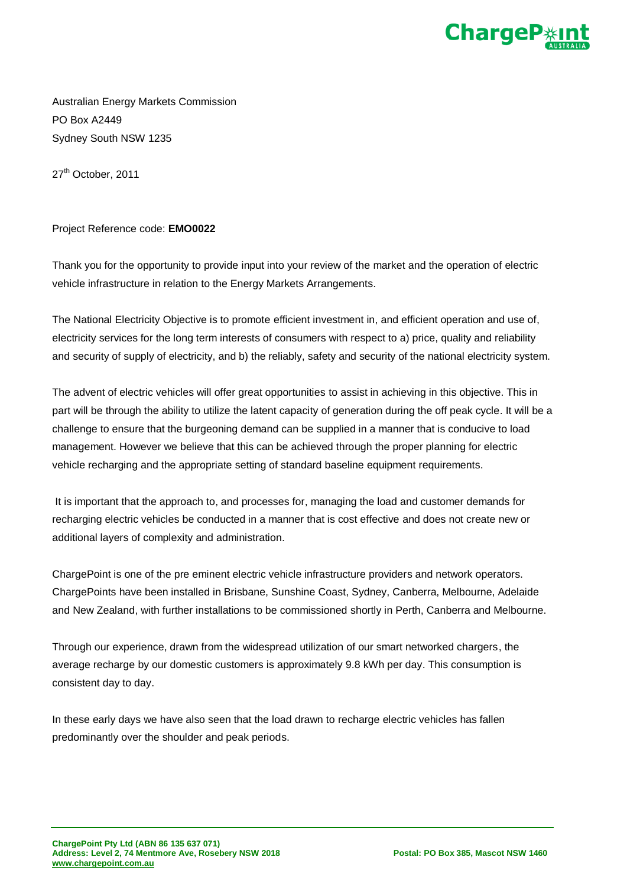Australian Energy Markets Commission
PO Box A2449
Sydney South NSW 1235

27th October, 2011

Project Reference code: **EMO0022**

Thank you for the opportunity to provide input into your review of the market and the operation of electric vehicle infrastructure in relation to the Energy Markets Arrangements.

The National Electricity Objective is to promote efficient investment in, and efficient operation and use of, electricity services for the long term interests of consumers with respect to a) price, quality and reliability and security of supply of electricity, and b) the reliably, safety and security of the national electricity system.

The advent of electric vehicles will offer great opportunities to assist in achieving in this objective. This in part will be through the ability to utilize the latent capacity of generation during the off peak cycle. It will be a challenge to ensure that the burgeoning demand can be supplied in a manner that is conducive to load management. However we believe that this can be achieved through the proper planning for electric vehicle recharging and the appropriate setting of standard baseline equipment requirements.

It is important that the approach to, and processes for, managing the load and customer demands for recharging electric vehicles be conducted in a manner that is cost effective and does not create new or additional layers of complexity and administration.

ChargePoint is one of the pre eminent electric vehicle infrastructure providers and network operators. ChargePoints have been installed in Brisbane, Sunshine Coast, Sydney, Canberra, Melbourne, Adelaide and New Zealand, with further installations to be commissioned shortly in Perth, Canberra and Melbourne.

Through our experience, drawn from the widespread utilization of our smart networked chargers, the average recharge by our domestic customers is approximately 9.8 kWh per day. This consumption is consistent day to day.

In these early days we have also seen that the load drawn to recharge electric vehicles has fallen predominantly over the shoulder and peak periods.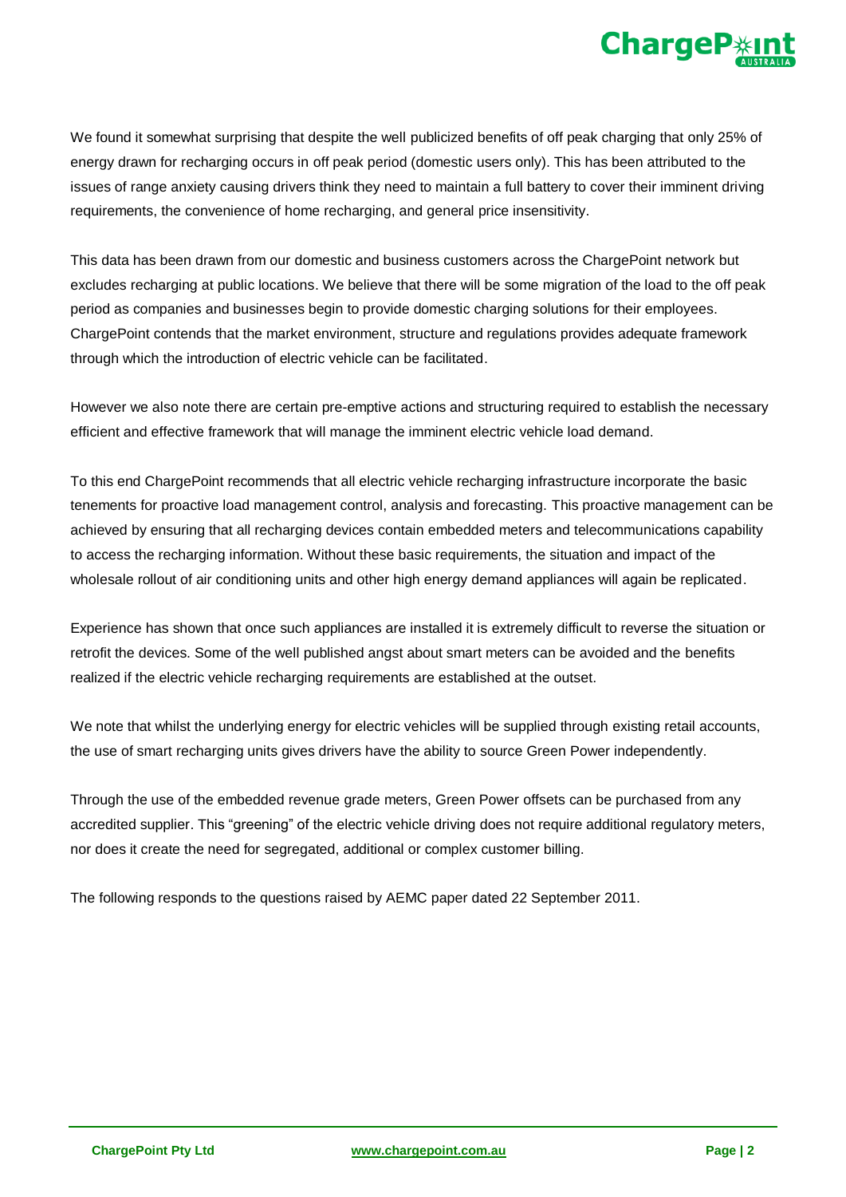We found it somewhat surprising that despite the well publicized benefits of off peak charging that only 25% of energy drawn for recharging occurs in off peak period (domestic users only). This has been attributed to the issues of range anxiety causing drivers think they need to maintain a full battery to cover their imminent driving requirements, the convenience of home recharging, and general price insensitivity.

This data has been drawn from our domestic and business customers across the ChargePoint network but excludes recharging at public locations. We believe that there will be some migration of the load to the off peak period as companies and businesses begin to provide domestic charging solutions for their employees. ChargePoint contends that the market environment, structure and regulations provides adequate framework through which the introduction of electric vehicle can be facilitated.

However we also note there are certain pre-emptive actions and structuring required to establish the necessary efficient and effective framework that will manage the imminent electric vehicle load demand.

To this end ChargePoint recommends that all electric vehicle recharging infrastructure incorporate the basic tenements for proactive load management control, analysis and forecasting. This proactive management can be achieved by ensuring that all recharging devices contain embedded meters and telecommunications capability to access the recharging information. Without these basic requirements, the situation and impact of the wholesale rollout of air conditioning units and other high energy demand appliances will again be replicated.

Experience has shown that once such appliances are installed it is extremely difficult to reverse the situation or retrofit the devices. Some of the well published angst about smart meters can be avoided and the benefits realized if the electric vehicle recharging requirements are established at the outset.

We note that whilst the underlying energy for electric vehicles will be supplied through existing retail accounts, the use of smart recharging units gives drivers have the ability to source Green Power independently.

Through the use of the embedded revenue grade meters, Green Power offsets can be purchased from any accredited supplier. This "greening" of the electric vehicle driving does not require additional regulatory meters, nor does it create the need for segregated, additional or complex customer billing.

The following responds to the questions raised by AEMC paper dated 22 September 2011.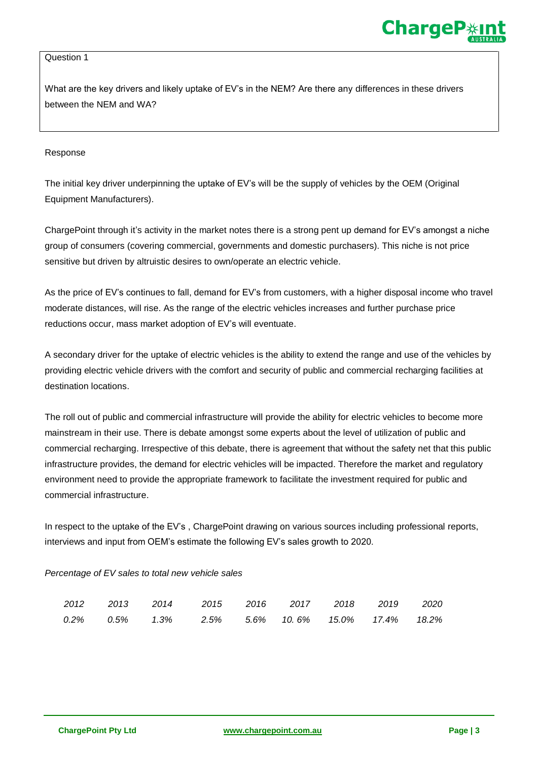Question 1

What are the key drivers and likely uptake of EV's in the NEM? Are there any differences in these drivers between the NEM and WA?

Response

The initial key driver underpinning the uptake of EV's will be the supply of vehicles by the OEM (Original Equipment Manufacturers).

ChargePoint through it's activity in the market notes there is a strong pent up demand for EV's amongst a niche group of consumers (covering commercial, governments and domestic purchasers). This niche is not price sensitive but driven by altruistic desires to own/operate an electric vehicle.

As the price of EV's continues to fall, demand for EV's from customers, with a higher disposal income who travel moderate distances, will rise. As the range of the electric vehicles increases and further purchase price reductions occur, mass market adoption of EV's will eventuate.

A secondary driver for the uptake of electric vehicles is the ability to extend the range and use of the vehicles by providing electric vehicle drivers with the comfort and security of public and commercial recharging facilities at destination locations.

The roll out of public and commercial infrastructure will provide the ability for electric vehicles to become more mainstream in their use. There is debate amongst some experts about the level of utilization of public and commercial recharging. Irrespective of this debate, there is agreement that without the safety net that this public infrastructure provides, the demand for electric vehicles will be impacted. Therefore the market and regulatory environment need to provide the appropriate framework to facilitate the investment required for public and commercial infrastructure.

In respect to the uptake of the EV's , ChargePoint drawing on various sources including professional reports, interviews and input from OEM's estimate the following EV's sales growth to 2020.

*Percentage of EV sales to total new vehicle sales*

| *2012* | *2013* | *2014* | *2015* | *2016* | *2017* | *2018* | *2019* | *2020* |
|---|---|---|---|---|---|---|---|---|
| *0.2%* | *0.5%* | *1.3%* | *2.5%* | *5.6%* | *10. 6%* | *15.0%* | *17.4%* | *18.2%* |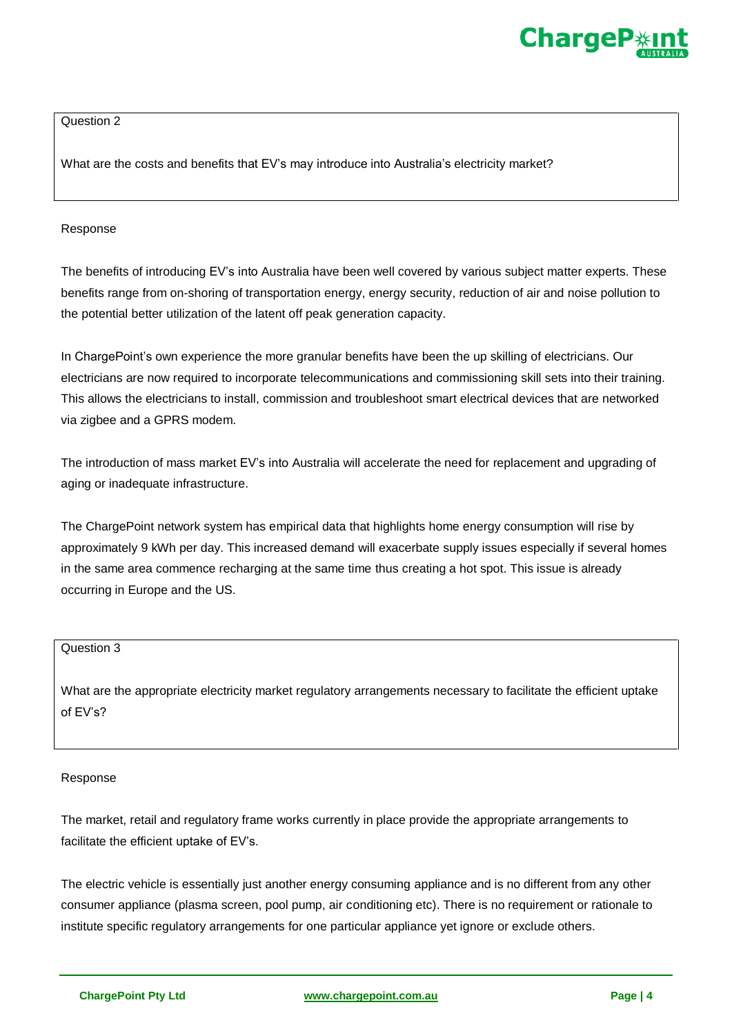Question 2

What are the costs and benefits that EV's may introduce into Australia's electricity market?

Response

The benefits of introducing EV's into Australia have been well covered by various subject matter experts. These benefits range from on-shoring of transportation energy, energy security, reduction of air and noise pollution to the potential better utilization of the latent off peak generation capacity.

In ChargePoint's own experience the more granular benefits have been the up skilling of electricians. Our electricians are now required to incorporate telecommunications and commissioning skill sets into their training. This allows the electricians to install, commission and troubleshoot smart electrical devices that are networked via zigbee and a GPRS modem.

The introduction of mass market EV's into Australia will accelerate the need for replacement and upgrading of aging or inadequate infrastructure.

The ChargePoint network system has empirical data that highlights home energy consumption will rise by approximately 9 kWh per day. This increased demand will exacerbate supply issues especially if several homes in the same area commence recharging at the same time thus creating a hot spot. This issue is already occurring in Europe and the US.

Question 3

What are the appropriate electricity market regulatory arrangements necessary to facilitate the efficient uptake of EV's?

Response

The market, retail and regulatory frame works currently in place provide the appropriate arrangements to facilitate the efficient uptake of EV's.

The electric vehicle is essentially just another energy consuming appliance and is no different from any other consumer appliance (plasma screen, pool pump, air conditioning etc). There is no requirement or rationale to institute specific regulatory arrangements for one particular appliance yet ignore or exclude others.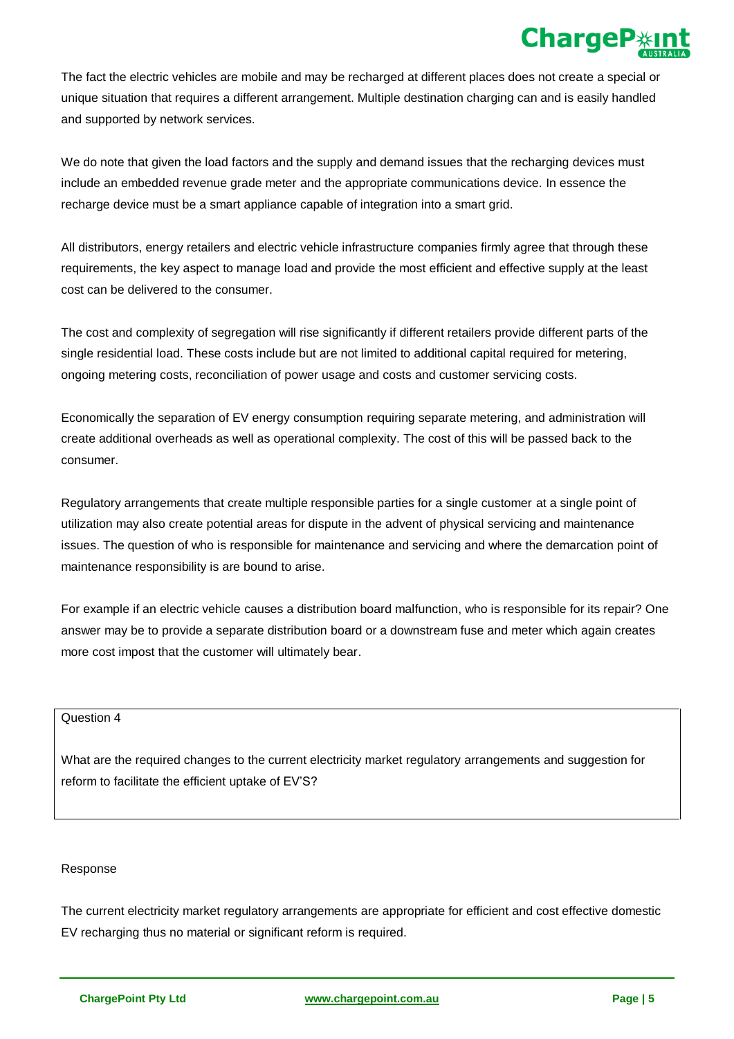The fact the electric vehicles are mobile and may be recharged at different places does not create a special or unique situation that requires a different arrangement. Multiple destination charging can and is easily handled and supported by network services.

We do note that given the load factors and the supply and demand issues that the recharging devices must include an embedded revenue grade meter and the appropriate communications device. In essence the recharge device must be a smart appliance capable of integration into a smart grid.

All distributors, energy retailers and electric vehicle infrastructure companies firmly agree that through these requirements, the key aspect to manage load and provide the most efficient and effective supply at the least cost can be delivered to the consumer.

The cost and complexity of segregation will rise significantly if different retailers provide different parts of the single residential load. These costs include but are not limited to additional capital required for metering, ongoing metering costs, reconciliation of power usage and costs and customer servicing costs.

Economically the separation of EV energy consumption requiring separate metering, and administration will create additional overheads as well as operational complexity. The cost of this will be passed back to the consumer.

Regulatory arrangements that create multiple responsible parties for a single customer at a single point of utilization may also create potential areas for dispute in the advent of physical servicing and maintenance issues. The question of who is responsible for maintenance and servicing and where the demarcation point of maintenance responsibility is are bound to arise.

For example if an electric vehicle causes a distribution board malfunction, who is responsible for its repair? One answer may be to provide a separate distribution board or a downstream fuse and meter which again creates more cost impost that the customer will ultimately bear.

| Question 4 |
| --- |
| What are the required changes to the current electricity market regulatory arrangements and suggestion for reform to facilitate the efficient uptake of EV'S? |

Response

The current electricity market regulatory arrangements are appropriate for efficient and cost effective domestic EV recharging thus no material or significant reform is required.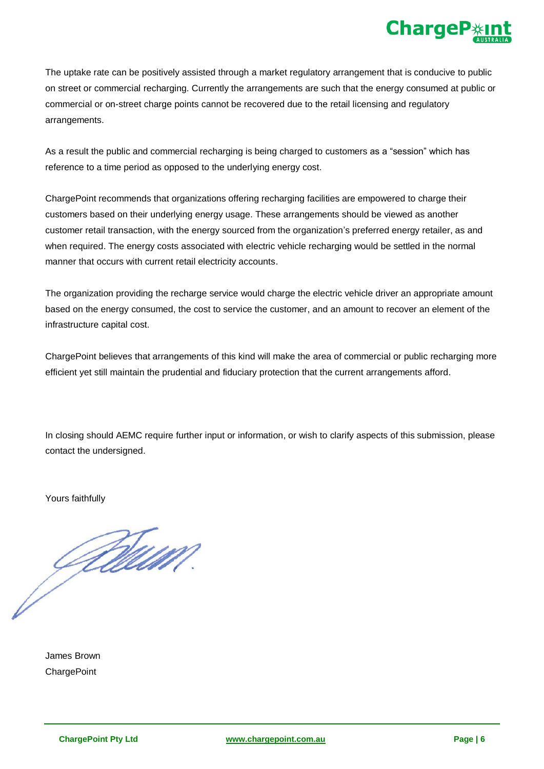The uptake rate can be positively assisted through a market regulatory arrangement that is conducive to public on street or commercial recharging. Currently the arrangements are such that the energy consumed at public or commercial or on-street charge points cannot be recovered due to the retail licensing and regulatory arrangements.

As a result the public and commercial recharging is being charged to customers as a "session" which has reference to a time period as opposed to the underlying energy cost.

ChargePoint recommends that organizations offering recharging facilities are empowered to charge their customers based on their underlying energy usage. These arrangements should be viewed as another customer retail transaction, with the energy sourced from the organization's preferred energy retailer, as and when required. The energy costs associated with electric vehicle recharging would be settled in the normal manner that occurs with current retail electricity accounts.

The organization providing the recharge service would charge the electric vehicle driver an appropriate amount based on the energy consumed, the cost to service the customer, and an amount to recover an element of the infrastructure capital cost.

ChargePoint believes that arrangements of this kind will make the area of commercial or public recharging more efficient yet still maintain the prudential and fiduciary protection that the current arrangements afford.

In closing should AEMC require further input or information, or wish to clarify aspects of this submission, please contact the undersigned.

Yours faithfully

James Brown
ChargePoint